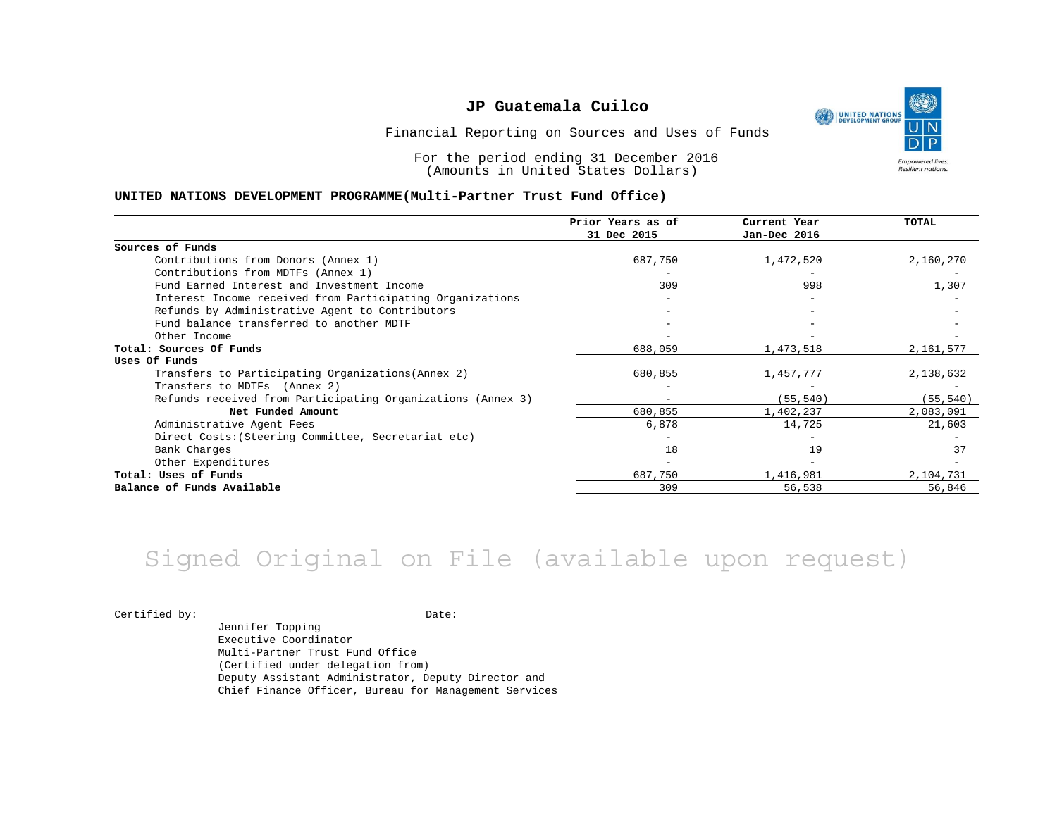# JP Guatemala Cuilco

Financial Reporting on Sources and Uses of Funds

For the period ending 31 December 2016
(Amounts in United States Dollars)

**UNITED NATIONS DEVELOPMENT PROGRAMME(Multi-Partner Trust Fund Office)**

| | Prior Years as of 31 Dec 2015 | Current Year Jan-Dec 2016 | TOTAL |
|---|---|---|---|
| **Sources of Funds** | | | |
| Contributions from Donors (Annex 1) | 687,750 | 1,472,520 | 2,160,270 |
| Contributions from MDTFs (Annex 1) | - | - | - |
| Fund Earned Interest and Investment Income | 309 | 998 | 1,307 |
| Interest Income received from Participating Organizations | - | - | - |
| Refunds by Administrative Agent to Contributors | - | - | - |
| Fund balance transferred to another MDTF | - | - | - |
| Other Income | - | - | - |
| **Total: Sources Of Funds** | 688,059 | 1,473,518 | 2,161,577 |
| **Uses Of Funds** | | | |
| Transfers to Participating Organizations(Annex 2) | 680,855 | 1,457,777 | 2,138,632 |
| Transfers to MDTFs (Annex 2) | - | - | - |
| Refunds received from Participating Organizations (Annex 3) | - | (55,540) | (55,540) |
| **Net Funded Amount** | 680,855 | 1,402,237 | 2,083,091 |
| Administrative Agent Fees | 6,878 | 14,725 | 21,603 |
| Direct Costs:(Steering Committee, Secretariat etc) | - | - | - |
| Bank Charges | 18 | 19 | 37 |
| Other Expenditures | - | - | - |
| **Total: Uses of Funds** | 687,750 | 1,416,981 | 2,104,731 |
| **Balance of Funds Available** | 309 | 56,538 | 56,846 |

Signed Original on File (available upon request)

Certified by: ______________________ Date: __________

Jennifer Topping
Executive Coordinator
Multi-Partner Trust Fund Office
(Certified under delegation from)
Deputy Assistant Administrator, Deputy Director and
Chief Finance Officer, Bureau for Management Services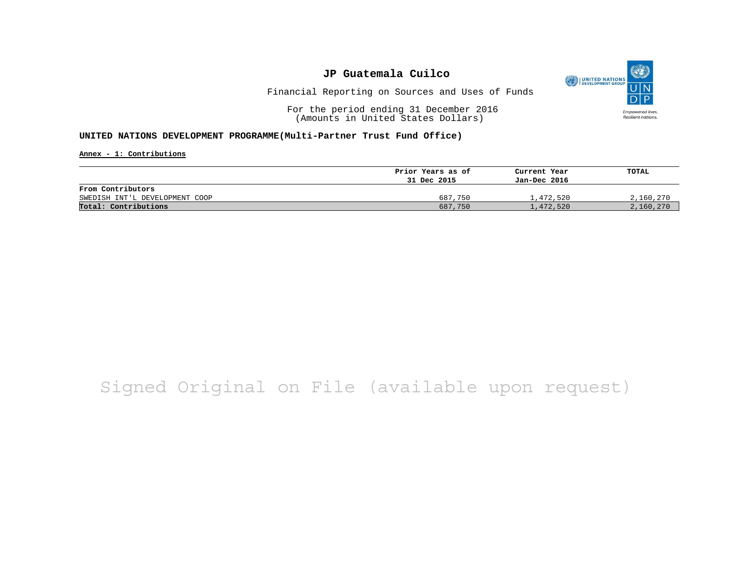# JP Guatemala Cuilco

Financial Reporting on Sources and Uses of Funds

For the period ending 31 December 2016
(Amounts in United States Dollars)

**UNITED NATIONS DEVELOPMENT PROGRAMME(Multi-Partner Trust Fund Office)**

**Annex - 1: Contributions**

| | Prior Years as of 31 Dec 2015 | Current Year Jan-Dec 2016 | TOTAL |
|---|---|---|---|
| **From Contributors** | | | |
| SWEDISH INT'L DEVELOPMENT COOP | 687,750 | 1,472,520 | 2,160,270 |
| **Total: Contributions** | 687,750 | 1,472,520 | 2,160,270 |

Signed Original on File (available upon request)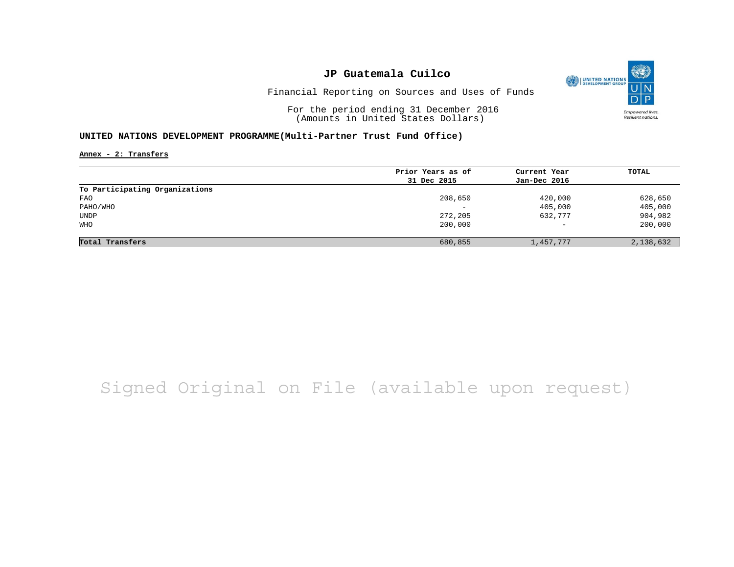# JP Guatemala Cuilco

Financial Reporting on Sources and Uses of Funds

For the period ending 31 December 2016
(Amounts in United States Dollars)

**UNITED NATIONS DEVELOPMENT PROGRAMME(Multi-Partner Trust Fund Office)**

**Annex - 2: Transfers**

| | Prior Years as of 31 Dec 2015 | Current Year Jan-Dec 2016 | TOTAL |
|---|---|---|---|
| **To Participating Organizations** | | | |
| FAO | 208,650 | 420,000 | 628,650 |
| PAHO/WHO | - | 405,000 | 405,000 |
| UNDP | 272,205 | 632,777 | 904,982 |
| WHO | 200,000 | - | 200,000 |
| **Total Transfers** | 680,855 | 1,457,777 | 2,138,632 |

Signed Original on File (available upon request)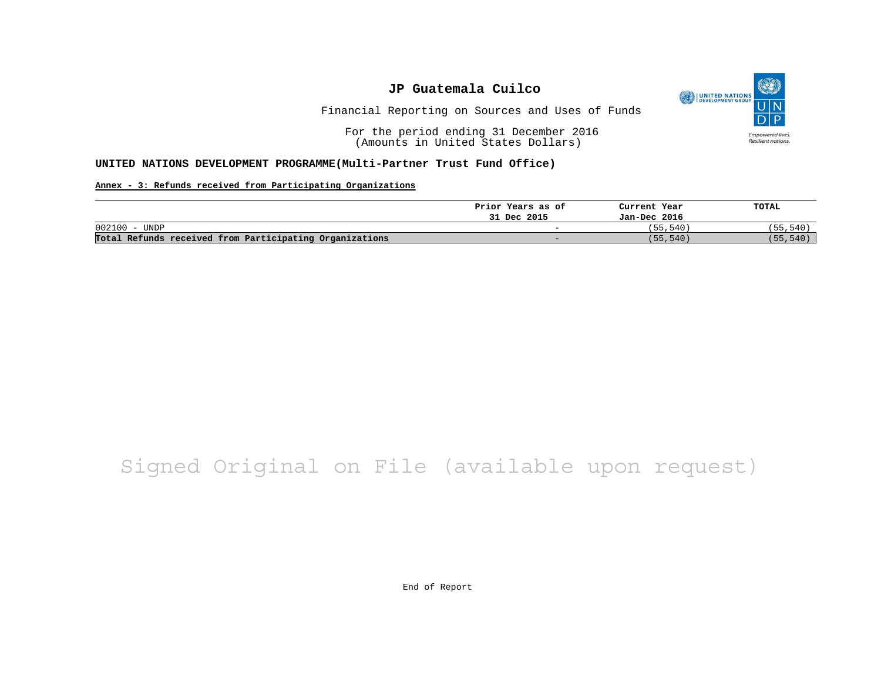# JP Guatemala Cuilco

Financial Reporting on Sources and Uses of Funds

For the period ending 31 December 2016
(Amounts in United States Dollars)

**UNITED NATIONS DEVELOPMENT PROGRAMME(Multi-Partner Trust Fund Office)**

**Annex - 3: Refunds received from Participating Organizations**

| | Prior Years as of 31 Dec 2015 | Current Year Jan-Dec 2016 | TOTAL |
|---|---|---|---|
| 002100 - UNDP | - | (55,540) | (55,540) |
| **Total Refunds received from Participating Organizations** | - | (55,540) | (55,540) |

Signed Original on File (available upon request)

End of Report